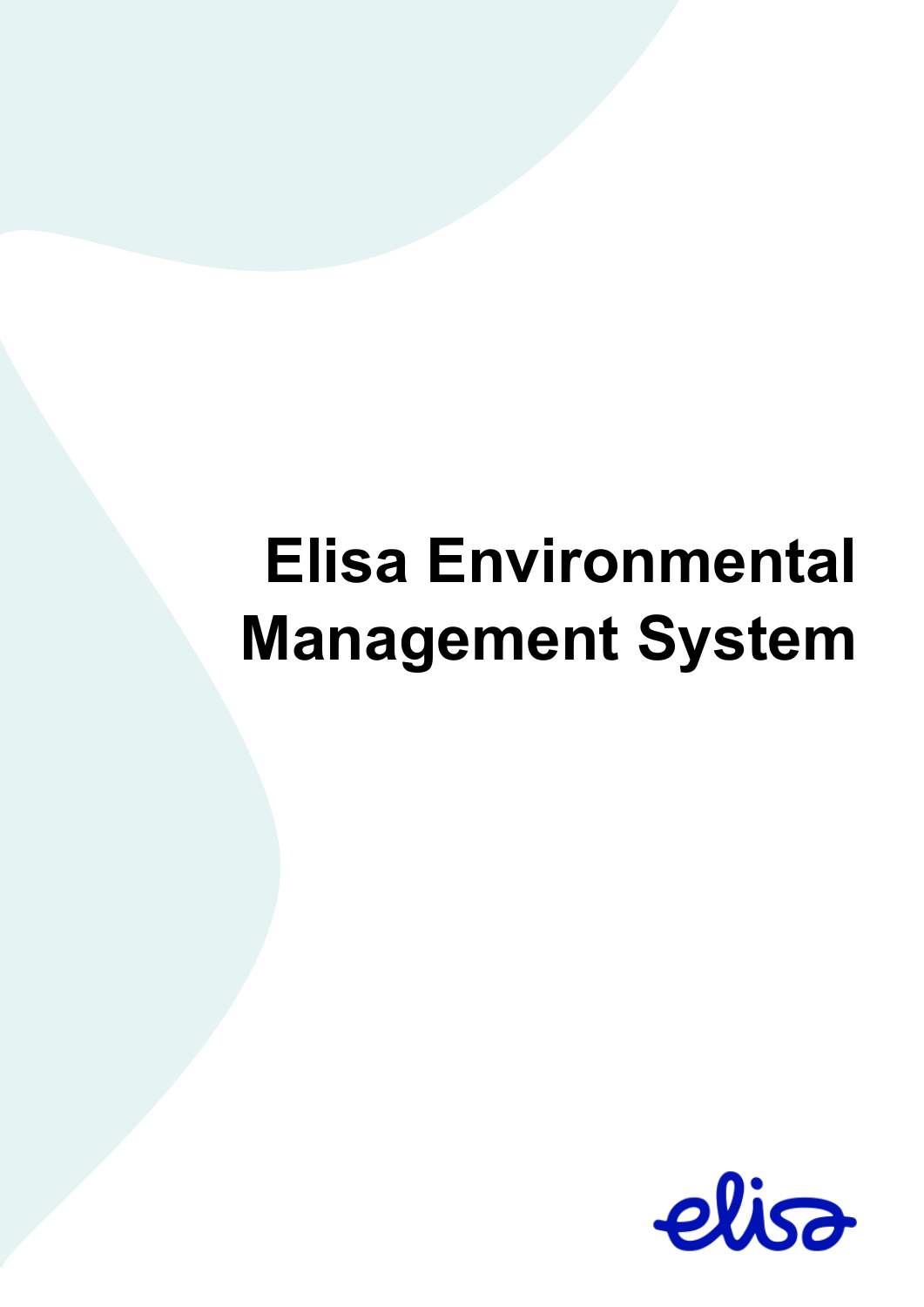# Elisa Environmental Management System

elisa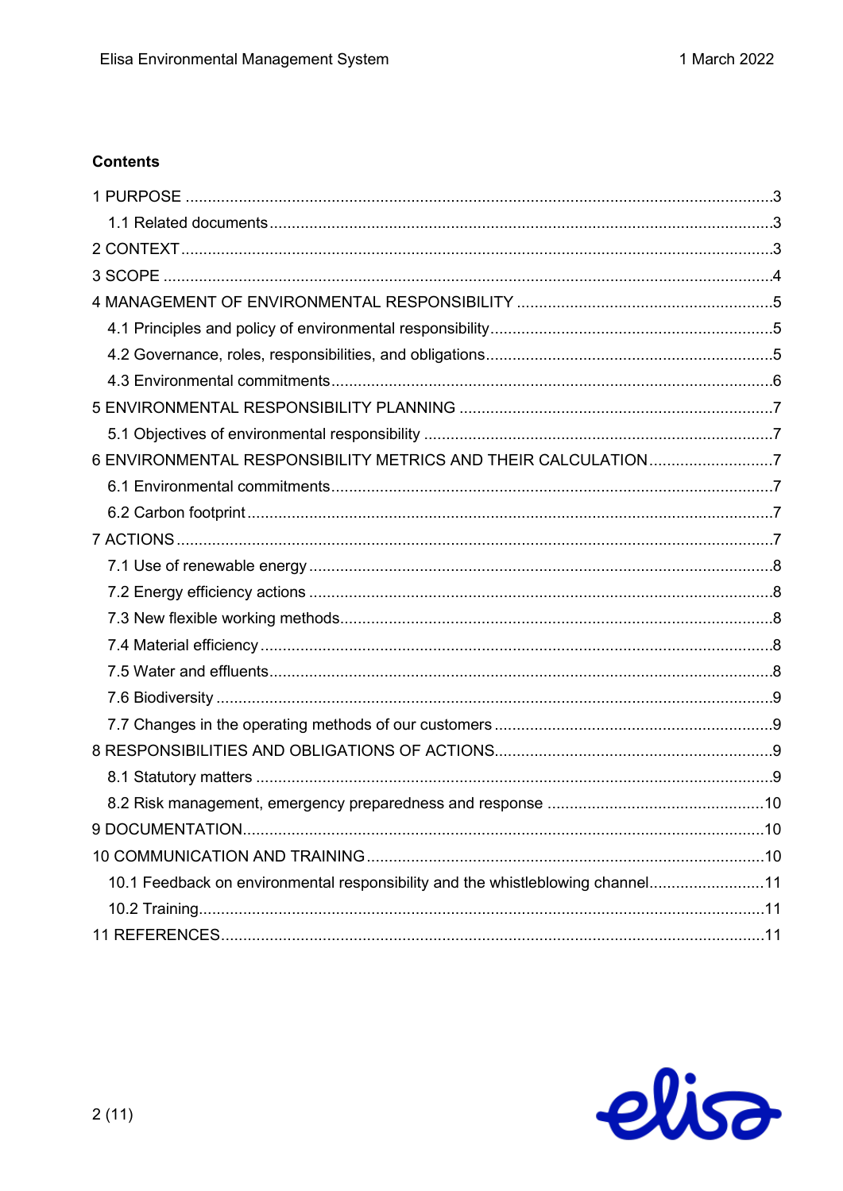**Contents**

1 PURPOSE .......... 3
  1.1 Related documents .......... 3
2 CONTEXT .......... 3
3 SCOPE .......... 4
4 MANAGEMENT OF ENVIRONMENTAL RESPONSIBILITY .......... 5
  4.1 Principles and policy of environmental responsibility .......... 5
  4.2 Governance, roles, responsibilities, and obligations .......... 5
  4.3 Environmental commitments .......... 6
5 ENVIRONMENTAL RESPONSIBILITY PLANNING .......... 7
  5.1 Objectives of environmental responsibility .......... 7
6 ENVIRONMENTAL RESPONSIBILITY METRICS AND THEIR CALCULATION .......... 7
  6.1 Environmental commitments .......... 7
  6.2 Carbon footprint .......... 7
7 ACTIONS .......... 7
  7.1 Use of renewable energy .......... 8
  7.2 Energy efficiency actions .......... 8
  7.3 New flexible working methods .......... 8
  7.4 Material efficiency .......... 8
  7.5 Water and effluents .......... 8
  7.6 Biodiversity .......... 9
  7.7 Changes in the operating methods of our customers .......... 9
8 RESPONSIBILITIES AND OBLIGATIONS OF ACTIONS .......... 9
  8.1 Statutory matters .......... 9
  8.2 Risk management, emergency preparedness and response .......... 10
9 DOCUMENTATION .......... 10
10 COMMUNICATION AND TRAINING .......... 10
  10.1 Feedback on environmental responsibility and the whistleblowing channel .......... 11
  10.2 Training .......... 11
11 REFERENCES .......... 11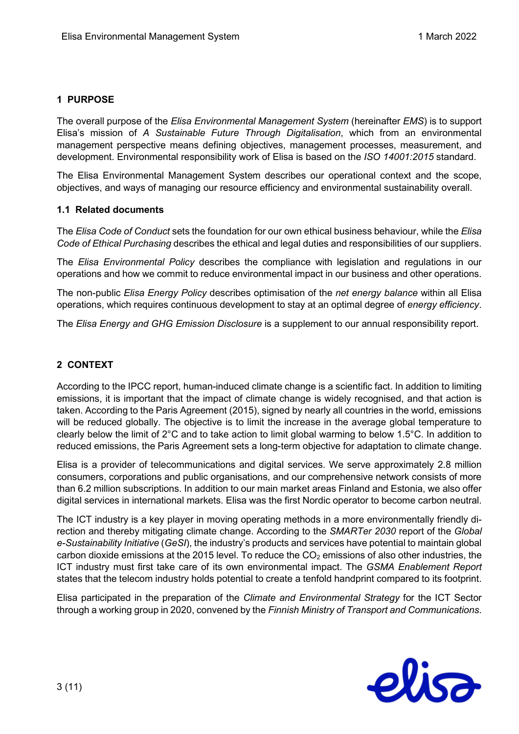## 1 PURPOSE

The overall purpose of the *Elisa Environmental Management System* (hereinafter *EMS*) is to support Elisa's mission of *A Sustainable Future Through Digitalisation*, which from an environmental management perspective means defining objectives, management processes, measurement, and development. Environmental responsibility work of Elisa is based on the *ISO 14001:2015* standard.

The Elisa Environmental Management System describes our operational context and the scope, objectives, and ways of managing our resource efficiency and environmental sustainability overall.

### 1.1 Related documents

The *Elisa Code of Conduct* sets the foundation for our own ethical business behaviour, while the *Elisa Code of Ethical Purchasing* describes the ethical and legal duties and responsibilities of our suppliers.

The *Elisa Environmental Policy* describes the compliance with legislation and regulations in our operations and how we commit to reduce environmental impact in our business and other operations.

The non-public *Elisa Energy Policy* describes optimisation of the *net energy balance* within all Elisa operations, which requires continuous development to stay at an optimal degree of *energy efficiency*.

The *Elisa Energy and GHG Emission Disclosure* is a supplement to our annual responsibility report.

## 2 CONTEXT

According to the IPCC report, human-induced climate change is a scientific fact. In addition to limiting emissions, it is important that the impact of climate change is widely recognised, and that action is taken. According to the Paris Agreement (2015), signed by nearly all countries in the world, emissions will be reduced globally. The objective is to limit the increase in the average global temperature to clearly below the limit of 2°C and to take action to limit global warming to below 1.5°C. In addition to reduced emissions, the Paris Agreement sets a long-term objective for adaptation to climate change.

Elisa is a provider of telecommunications and digital services. We serve approximately 2.8 million consumers, corporations and public organisations, and our comprehensive network consists of more than 6.2 million subscriptions. In addition to our main market areas Finland and Estonia, we also offer digital services in international markets. Elisa was the first Nordic operator to become carbon neutral.

The ICT industry is a key player in moving operating methods in a more environmentally friendly direction and thereby mitigating climate change. According to the *SMARTer 2030* report of the *Global e-Sustainability Initiative* (*GeSI*), the industry's products and services have potential to maintain global carbon dioxide emissions at the 2015 level. To reduce the $CO_2$ emissions of also other industries, the ICT industry must first take care of its own environmental impact. The *GSMA Enablement Report* states that the telecom industry holds potential to create a tenfold handprint compared to its footprint.

Elisa participated in the preparation of the *Climate and Environmental Strategy* for the ICT Sector through a working group in 2020, convened by the *Finnish Ministry of Transport and Communications*.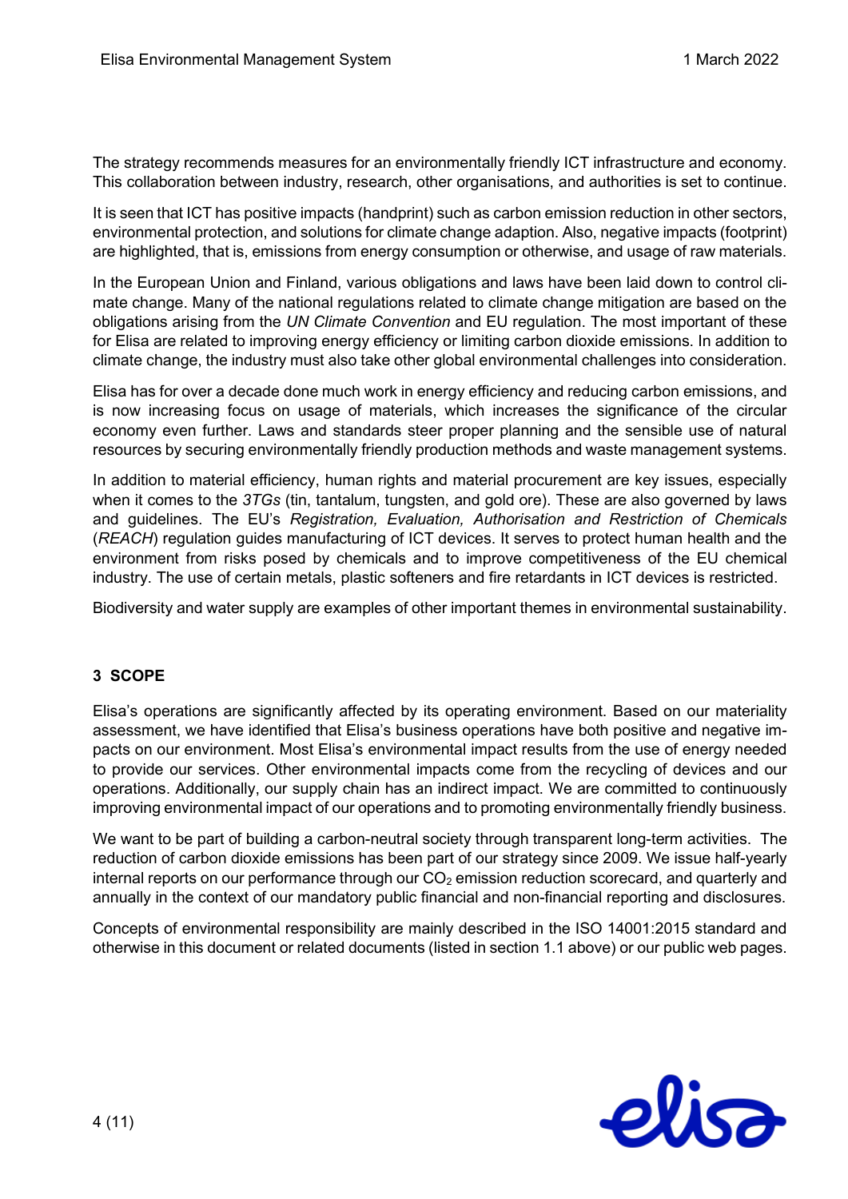The strategy recommends measures for an environmentally friendly ICT infrastructure and economy. This collaboration between industry, research, other organisations, and authorities is set to continue.

It is seen that ICT has positive impacts (handprint) such as carbon emission reduction in other sectors, environmental protection, and solutions for climate change adaption. Also, negative impacts (footprint) are highlighted, that is, emissions from energy consumption or otherwise, and usage of raw materials.

In the European Union and Finland, various obligations and laws have been laid down to control climate change. Many of the national regulations related to climate change mitigation are based on the obligations arising from the *UN Climate Convention* and EU regulation. The most important of these for Elisa are related to improving energy efficiency or limiting carbon dioxide emissions. In addition to climate change, the industry must also take other global environmental challenges into consideration.

Elisa has for over a decade done much work in energy efficiency and reducing carbon emissions, and is now increasing focus on usage of materials, which increases the significance of the circular economy even further. Laws and standards steer proper planning and the sensible use of natural resources by securing environmentally friendly production methods and waste management systems.

In addition to material efficiency, human rights and material procurement are key issues, especially when it comes to the *3TGs* (tin, tantalum, tungsten, and gold ore). These are also governed by laws and guidelines. The EU's *Registration, Evaluation, Authorisation and Restriction of Chemicals* (*REACH*) regulation guides manufacturing of ICT devices. It serves to protect human health and the environment from risks posed by chemicals and to improve competitiveness of the EU chemical industry. The use of certain metals, plastic softeners and fire retardants in ICT devices is restricted.

Biodiversity and water supply are examples of other important themes in environmental sustainability.

## 3 SCOPE

Elisa's operations are significantly affected by its operating environment. Based on our materiality assessment, we have identified that Elisa's business operations have both positive and negative impacts on our environment. Most Elisa's environmental impact results from the use of energy needed to provide our services. Other environmental impacts come from the recycling of devices and our operations. Additionally, our supply chain has an indirect impact. We are committed to continuously improving environmental impact of our operations and to promoting environmentally friendly business.

We want to be part of building a carbon-neutral society through transparent long-term activities. The reduction of carbon dioxide emissions has been part of our strategy since 2009. We issue half-yearly internal reports on our performance through our $CO_2$ emission reduction scorecard, and quarterly and annually in the context of our mandatory public financial and non-financial reporting and disclosures.

Concepts of environmental responsibility are mainly described in the ISO 14001:2015 standard and otherwise in this document or related documents (listed in section 1.1 above) or our public web pages.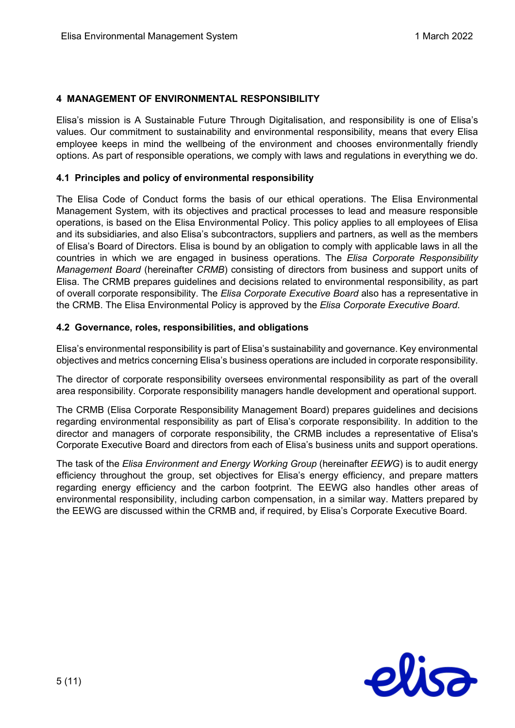## 4 MANAGEMENT OF ENVIRONMENTAL RESPONSIBILITY

Elisa's mission is A Sustainable Future Through Digitalisation, and responsibility is one of Elisa's values. Our commitment to sustainability and environmental responsibility, means that every Elisa employee keeps in mind the wellbeing of the environment and chooses environmentally friendly options. As part of responsible operations, we comply with laws and regulations in everything we do.

### 4.1 Principles and policy of environmental responsibility

The Elisa Code of Conduct forms the basis of our ethical operations. The Elisa Environmental Management System, with its objectives and practical processes to lead and measure responsible operations, is based on the Elisa Environmental Policy. This policy applies to all employees of Elisa and its subsidiaries, and also Elisa's subcontractors, suppliers and partners, as well as the members of Elisa's Board of Directors. Elisa is bound by an obligation to comply with applicable laws in all the countries in which we are engaged in business operations. The *Elisa Corporate Responsibility Management Board* (hereinafter *CRMB*) consisting of directors from business and support units of Elisa. The CRMB prepares guidelines and decisions related to environmental responsibility, as part of overall corporate responsibility. The *Elisa Corporate Executive Board* also has a representative in the CRMB. The Elisa Environmental Policy is approved by the *Elisa Corporate Executive Board*.

### 4.2 Governance, roles, responsibilities, and obligations

Elisa's environmental responsibility is part of Elisa's sustainability and governance. Key environmental objectives and metrics concerning Elisa's business operations are included in corporate responsibility.

The director of corporate responsibility oversees environmental responsibility as part of the overall area responsibility. Corporate responsibility managers handle development and operational support.

The CRMB (Elisa Corporate Responsibility Management Board) prepares guidelines and decisions regarding environmental responsibility as part of Elisa's corporate responsibility. In addition to the director and managers of corporate responsibility, the CRMB includes a representative of Elisa's Corporate Executive Board and directors from each of Elisa's business units and support operations.

The task of the *Elisa Environment and Energy Working Group* (hereinafter *EEWG*) is to audit energy efficiency throughout the group, set objectives for Elisa's energy efficiency, and prepare matters regarding energy efficiency and the carbon footprint. The EEWG also handles other areas of environmental responsibility, including carbon compensation, in a similar way. Matters prepared by the EEWG are discussed within the CRMB and, if required, by Elisa's Corporate Executive Board.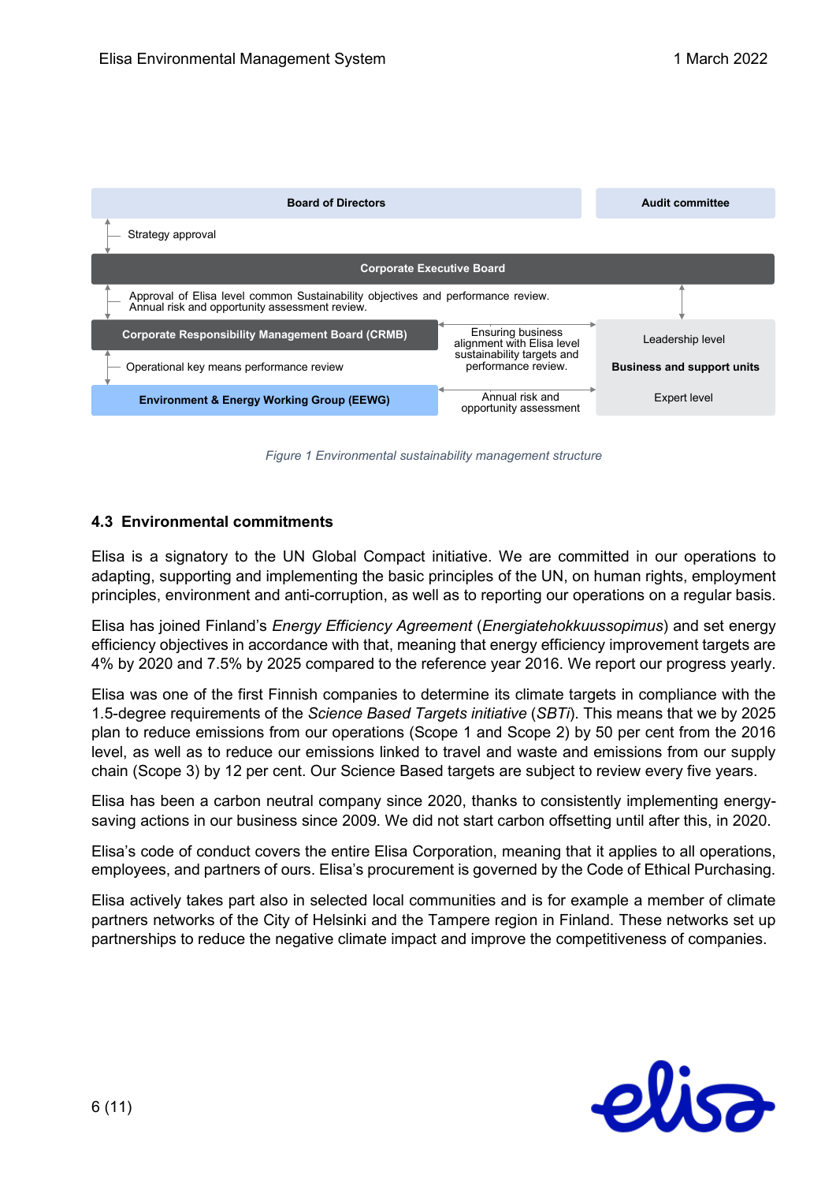Board of Directors

Audit committee

Strategy approval

Corporate Executive Board

Approval of Elisa level common Sustainability objectives and performance review.
Annual risk and opportunity assessment review.

Corporate Responsibility Management Board (CRMB)

Ensuring business alignment with Elisa level sustainability targets and performance review.

Leadership level

Operational key means performance review

Business and support units

Environment & Energy Working Group (EEWG)

Annual risk and opportunity assessment

Expert level

*Figure 1 Environmental sustainability management structure*

### 4.3 Environmental commitments

Elisa is a signatory to the UN Global Compact initiative. We are committed in our operations to adapting, supporting and implementing the basic principles of the UN, on human rights, employment principles, environment and anti-corruption, as well as to reporting our operations on a regular basis.

Elisa has joined Finland's *Energy Efficiency Agreement* (*Energiatehokkuussopimus*) and set energy efficiency objectives in accordance with that, meaning that energy efficiency improvement targets are 4% by 2020 and 7.5% by 2025 compared to the reference year 2016. We report our progress yearly.

Elisa was one of the first Finnish companies to determine its climate targets in compliance with the 1.5-degree requirements of the *Science Based Targets initiative* (*SBTi*). This means that we by 2025 plan to reduce emissions from our operations (Scope 1 and Scope 2) by 50 per cent from the 2016 level, as well as to reduce our emissions linked to travel and waste and emissions from our supply chain (Scope 3) by 12 per cent. Our Science Based targets are subject to review every five years.

Elisa has been a carbon neutral company since 2020, thanks to consistently implementing energy-saving actions in our business since 2009. We did not start carbon offsetting until after this, in 2020.

Elisa's code of conduct covers the entire Elisa Corporation, meaning that it applies to all operations, employees, and partners of ours. Elisa's procurement is governed by the Code of Ethical Purchasing.

Elisa actively takes part also in selected local communities and is for example a member of climate partners networks of the City of Helsinki and the Tampere region in Finland. These networks set up partnerships to reduce the negative climate impact and improve the competitiveness of companies.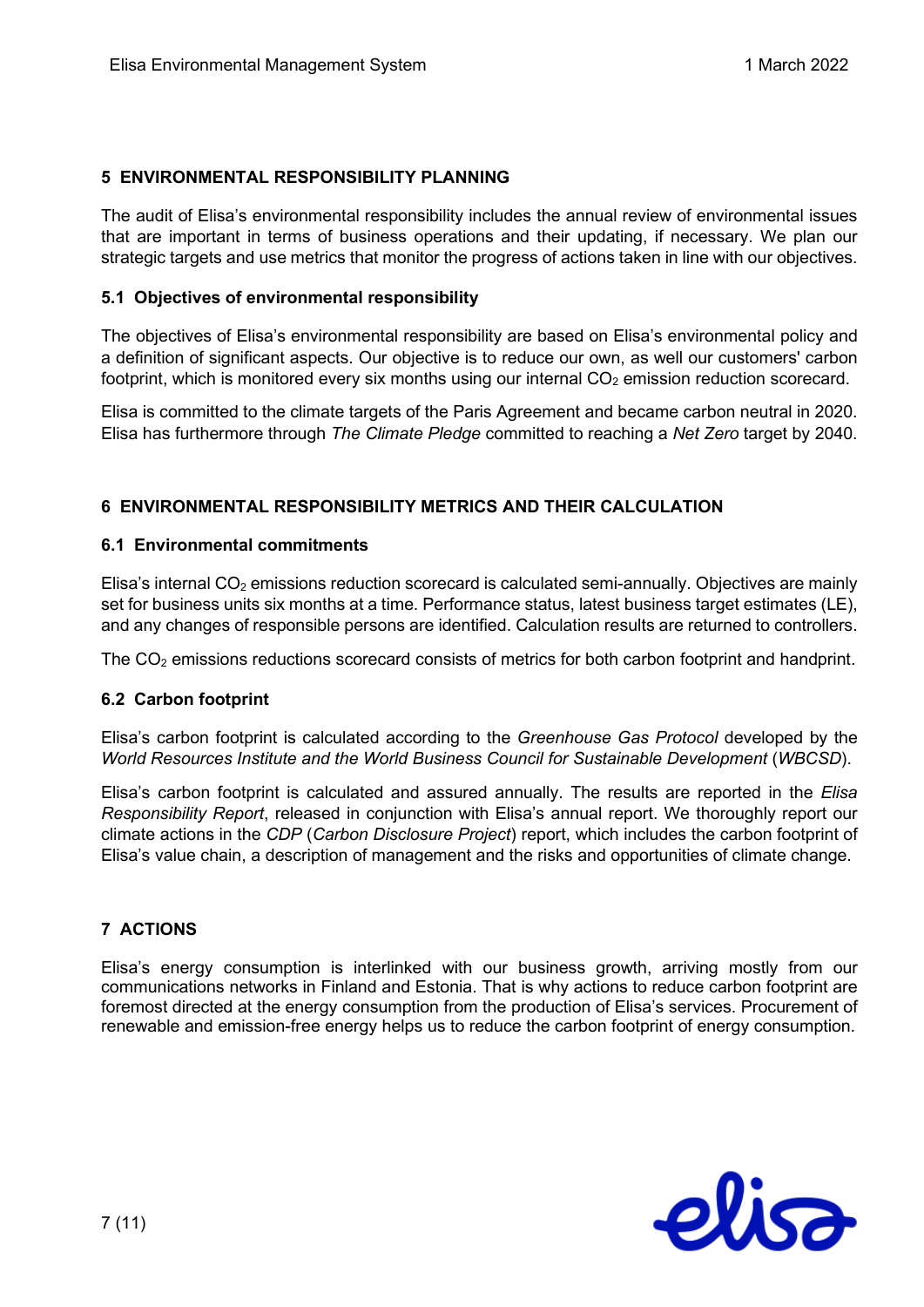## 5 ENVIRONMENTAL RESPONSIBILITY PLANNING

The audit of Elisa's environmental responsibility includes the annual review of environmental issues that are important in terms of business operations and their updating, if necessary. We plan our strategic targets and use metrics that monitor the progress of actions taken in line with our objectives.

### 5.1 Objectives of environmental responsibility

The objectives of Elisa's environmental responsibility are based on Elisa's environmental policy and a definition of significant aspects. Our objective is to reduce our own, as well our customers' carbon footprint, which is monitored every six months using our internal $CO_2$ emission reduction scorecard.

Elisa is committed to the climate targets of the Paris Agreement and became carbon neutral in 2020. Elisa has furthermore through *The Climate Pledge* committed to reaching a *Net Zero* target by 2040.

## 6 ENVIRONMENTAL RESPONSIBILITY METRICS AND THEIR CALCULATION

### 6.1 Environmental commitments

Elisa's internal $CO_2$ emissions reduction scorecard is calculated semi-annually. Objectives are mainly set for business units six months at a time. Performance status, latest business target estimates (LE), and any changes of responsible persons are identified. Calculation results are returned to controllers.

The $CO_2$ emissions reductions scorecard consists of metrics for both carbon footprint and handprint.

### 6.2 Carbon footprint

Elisa's carbon footprint is calculated according to the *Greenhouse Gas Protocol* developed by the *World Resources Institute and the World Business Council for Sustainable Development* (*WBCSD*).

Elisa's carbon footprint is calculated and assured annually. The results are reported in the *Elisa Responsibility Report*, released in conjunction with Elisa's annual report. We thoroughly report our climate actions in the *CDP* (*Carbon Disclosure Project*) report, which includes the carbon footprint of Elisa's value chain, a description of management and the risks and opportunities of climate change.

## 7 ACTIONS

Elisa's energy consumption is interlinked with our business growth, arriving mostly from our communications networks in Finland and Estonia. That is why actions to reduce carbon footprint are foremost directed at the energy consumption from the production of Elisa's services. Procurement of renewable and emission-free energy helps us to reduce the carbon footprint of energy consumption.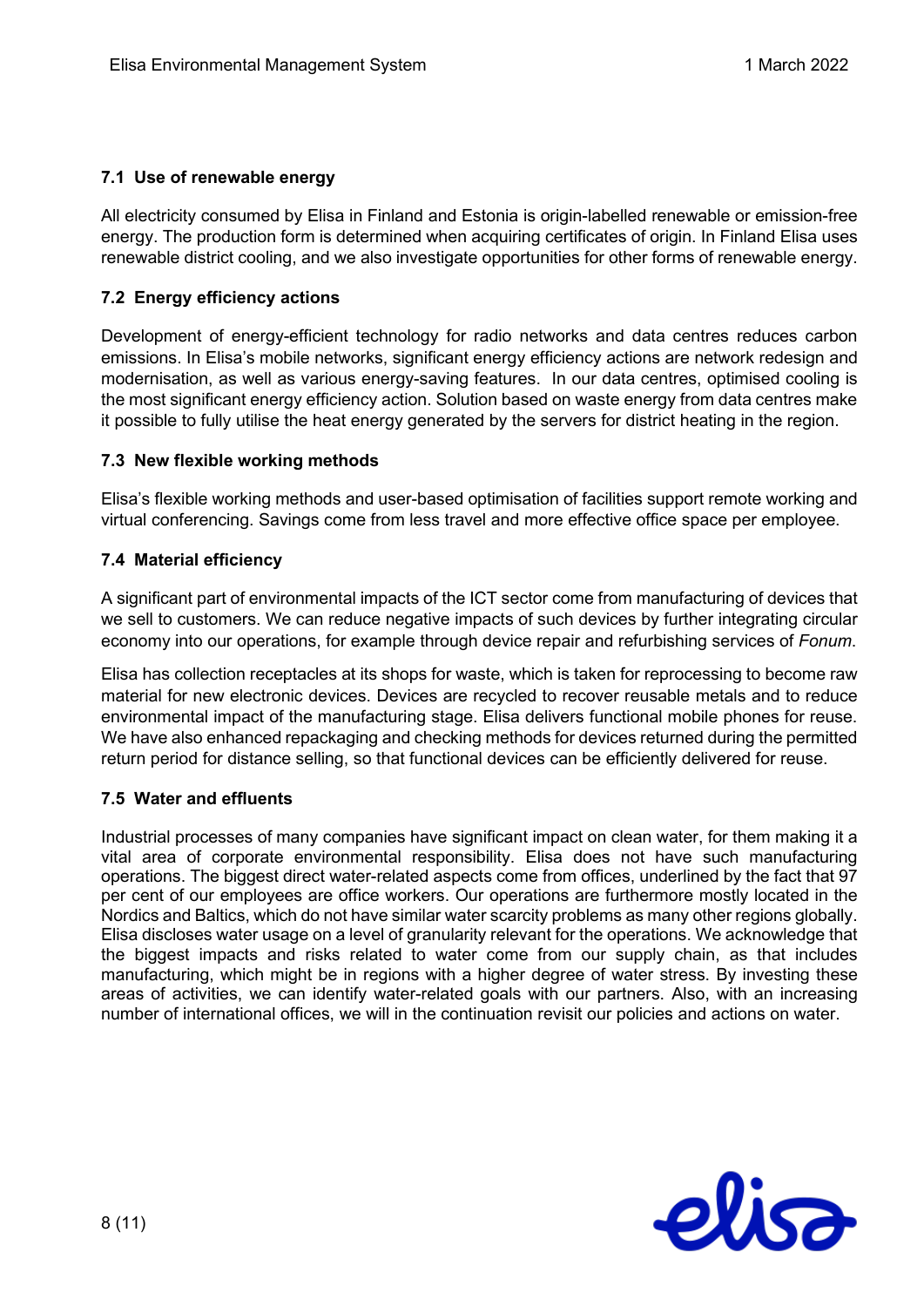### 7.1 Use of renewable energy

All electricity consumed by Elisa in Finland and Estonia is origin-labelled renewable or emission-free energy. The production form is determined when acquiring certificates of origin. In Finland Elisa uses renewable district cooling, and we also investigate opportunities for other forms of renewable energy.

### 7.2 Energy efficiency actions

Development of energy-efficient technology for radio networks and data centres reduces carbon emissions. In Elisa's mobile networks, significant energy efficiency actions are network redesign and modernisation, as well as various energy-saving features. In our data centres, optimised cooling is the most significant energy efficiency action. Solution based on waste energy from data centres make it possible to fully utilise the heat energy generated by the servers for district heating in the region.

### 7.3 New flexible working methods

Elisa's flexible working methods and user-based optimisation of facilities support remote working and virtual conferencing. Savings come from less travel and more effective office space per employee.

### 7.4 Material efficiency

A significant part of environmental impacts of the ICT sector come from manufacturing of devices that we sell to customers. We can reduce negative impacts of such devices by further integrating circular economy into our operations, for example through device repair and refurbishing services of *Fonum*.

Elisa has collection receptacles at its shops for waste, which is taken for reprocessing to become raw material for new electronic devices. Devices are recycled to recover reusable metals and to reduce environmental impact of the manufacturing stage. Elisa delivers functional mobile phones for reuse. We have also enhanced repackaging and checking methods for devices returned during the permitted return period for distance selling, so that functional devices can be efficiently delivered for reuse.

### 7.5 Water and effluents

Industrial processes of many companies have significant impact on clean water, for them making it a vital area of corporate environmental responsibility. Elisa does not have such manufacturing operations. The biggest direct water-related aspects come from offices, underlined by the fact that 97 per cent of our employees are office workers. Our operations are furthermore mostly located in the Nordics and Baltics, which do not have similar water scarcity problems as many other regions globally. Elisa discloses water usage on a level of granularity relevant for the operations. We acknowledge that the biggest impacts and risks related to water come from our supply chain, as that includes manufacturing, which might be in regions with a higher degree of water stress. By investing these areas of activities, we can identify water-related goals with our partners. Also, with an increasing number of international offices, we will in the continuation revisit our policies and actions on water.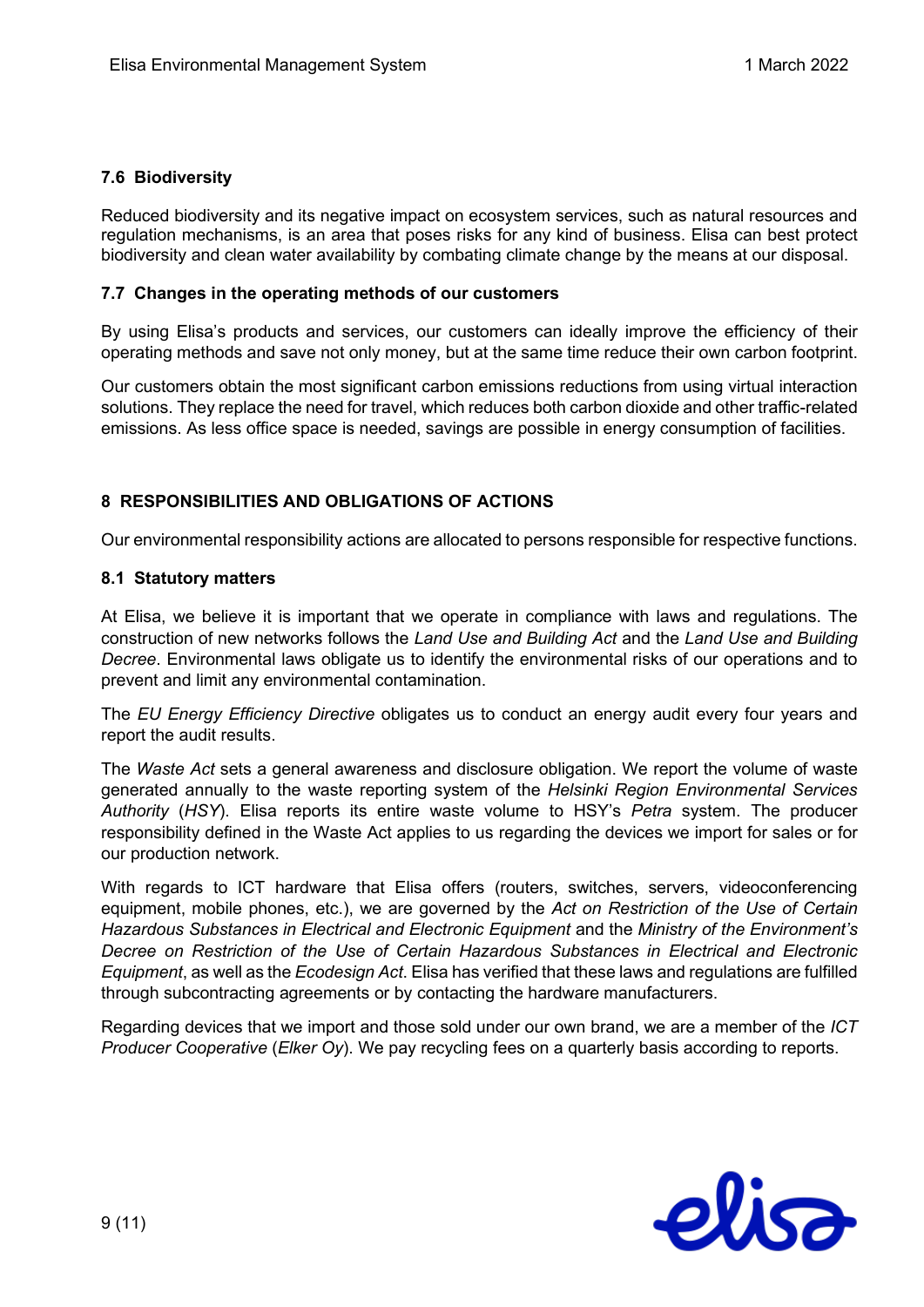### 7.6 Biodiversity

Reduced biodiversity and its negative impact on ecosystem services, such as natural resources and regulation mechanisms, is an area that poses risks for any kind of business. Elisa can best protect biodiversity and clean water availability by combating climate change by the means at our disposal.

### 7.7 Changes in the operating methods of our customers

By using Elisa's products and services, our customers can ideally improve the efficiency of their operating methods and save not only money, but at the same time reduce their own carbon footprint.

Our customers obtain the most significant carbon emissions reductions from using virtual interaction solutions. They replace the need for travel, which reduces both carbon dioxide and other traffic-related emissions. As less office space is needed, savings are possible in energy consumption of facilities.

## 8 RESPONSIBILITIES AND OBLIGATIONS OF ACTIONS

Our environmental responsibility actions are allocated to persons responsible for respective functions.

### 8.1 Statutory matters

At Elisa, we believe it is important that we operate in compliance with laws and regulations. The construction of new networks follows the *Land Use and Building Act* and the *Land Use and Building Decree*. Environmental laws obligate us to identify the environmental risks of our operations and to prevent and limit any environmental contamination.

The *EU Energy Efficiency Directive* obligates us to conduct an energy audit every four years and report the audit results.

The *Waste Act* sets a general awareness and disclosure obligation. We report the volume of waste generated annually to the waste reporting system of the *Helsinki Region Environmental Services Authority* (*HSY*). Elisa reports its entire waste volume to HSY's *Petra* system. The producer responsibility defined in the Waste Act applies to us regarding the devices we import for sales or for our production network.

With regards to ICT hardware that Elisa offers (routers, switches, servers, videoconferencing equipment, mobile phones, etc.), we are governed by the *Act on Restriction of the Use of Certain Hazardous Substances in Electrical and Electronic Equipment* and the *Ministry of the Environment's Decree on Restriction of the Use of Certain Hazardous Substances in Electrical and Electronic Equipment*, as well as the *Ecodesign Act*. Elisa has verified that these laws and regulations are fulfilled through subcontracting agreements or by contacting the hardware manufacturers.

Regarding devices that we import and those sold under our own brand, we are a member of the *ICT Producer Cooperative* (*Elker Oy*). We pay recycling fees on a quarterly basis according to reports.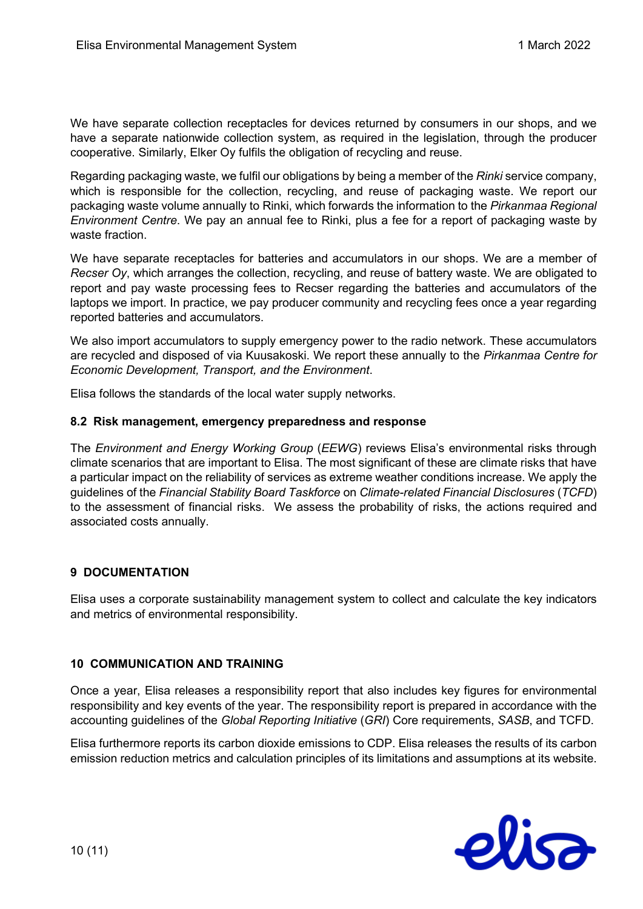We have separate collection receptacles for devices returned by consumers in our shops, and we have a separate nationwide collection system, as required in the legislation, through the producer cooperative. Similarly, Elker Oy fulfils the obligation of recycling and reuse.

Regarding packaging waste, we fulfil our obligations by being a member of the *Rinki* service company, which is responsible for the collection, recycling, and reuse of packaging waste. We report our packaging waste volume annually to Rinki, which forwards the information to the *Pirkanmaa Regional Environment Centre*. We pay an annual fee to Rinki, plus a fee for a report of packaging waste by waste fraction.

We have separate receptacles for batteries and accumulators in our shops. We are a member of *Recser Oy*, which arranges the collection, recycling, and reuse of battery waste. We are obligated to report and pay waste processing fees to Recser regarding the batteries and accumulators of the laptops we import. In practice, we pay producer community and recycling fees once a year regarding reported batteries and accumulators.

We also import accumulators to supply emergency power to the radio network. These accumulators are recycled and disposed of via Kuusakoski. We report these annually to the *Pirkanmaa Centre for Economic Development, Transport, and the Environment*.

Elisa follows the standards of the local water supply networks.

### 8.2 Risk management, emergency preparedness and response

The *Environment and Energy Working Group* (*EEWG*) reviews Elisa's environmental risks through climate scenarios that are important to Elisa. The most significant of these are climate risks that have a particular impact on the reliability of services as extreme weather conditions increase. We apply the guidelines of the *Financial Stability Board Taskforce* on *Climate-related Financial Disclosures* (*TCFD*) to the assessment of financial risks. We assess the probability of risks, the actions required and associated costs annually.

## 9 DOCUMENTATION

Elisa uses a corporate sustainability management system to collect and calculate the key indicators and metrics of environmental responsibility.

## 10 COMMUNICATION AND TRAINING

Once a year, Elisa releases a responsibility report that also includes key figures for environmental responsibility and key events of the year. The responsibility report is prepared in accordance with the accounting guidelines of the *Global Reporting Initiative* (*GRI*) Core requirements, *SASB*, and TCFD.

Elisa furthermore reports its carbon dioxide emissions to CDP. Elisa releases the results of its carbon emission reduction metrics and calculation principles of its limitations and assumptions at its website.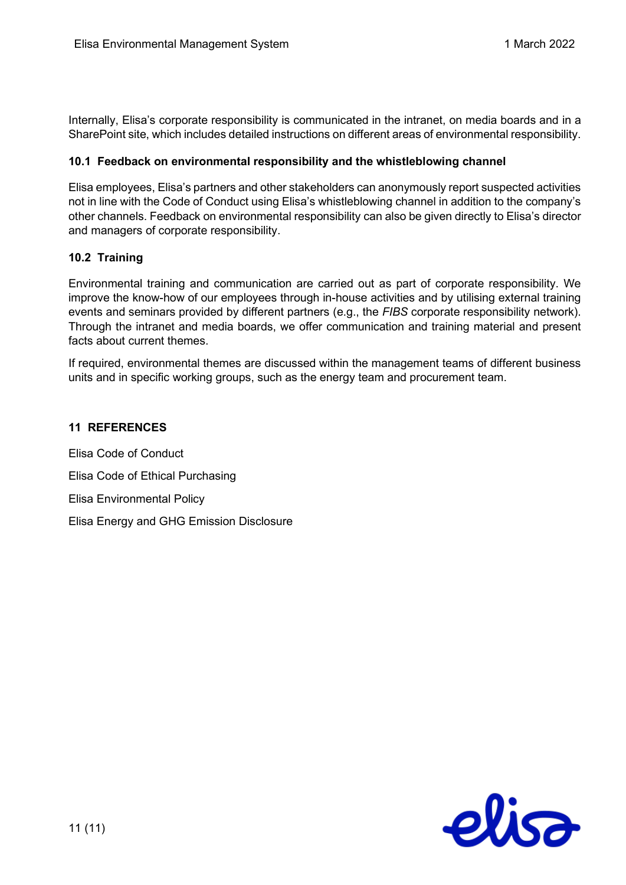Internally, Elisa's corporate responsibility is communicated in the intranet, on media boards and in a SharePoint site, which includes detailed instructions on different areas of environmental responsibility.

### 10.1 Feedback on environmental responsibility and the whistleblowing channel

Elisa employees, Elisa's partners and other stakeholders can anonymously report suspected activities not in line with the Code of Conduct using Elisa's whistleblowing channel in addition to the company's other channels. Feedback on environmental responsibility can also be given directly to Elisa's director and managers of corporate responsibility.

### 10.2 Training

Environmental training and communication are carried out as part of corporate responsibility. We improve the know-how of our employees through in-house activities and by utilising external training events and seminars provided by different partners (e.g., the *FIBS* corporate responsibility network). Through the intranet and media boards, we offer communication and training material and present facts about current themes.

If required, environmental themes are discussed within the management teams of different business units and in specific working groups, such as the energy team and procurement team.

## 11 REFERENCES

Elisa Code of Conduct

Elisa Code of Ethical Purchasing

Elisa Environmental Policy

Elisa Energy and GHG Emission Disclosure